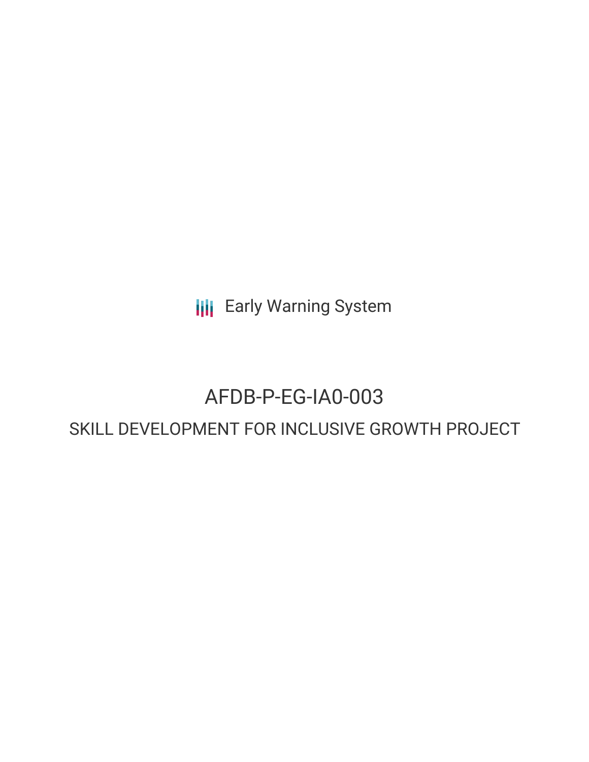Early Warning System

# AFDB-P-EG-IA0-003

## SKILL DEVELOPMENT FOR INCLUSIVE GROWTH PROJECT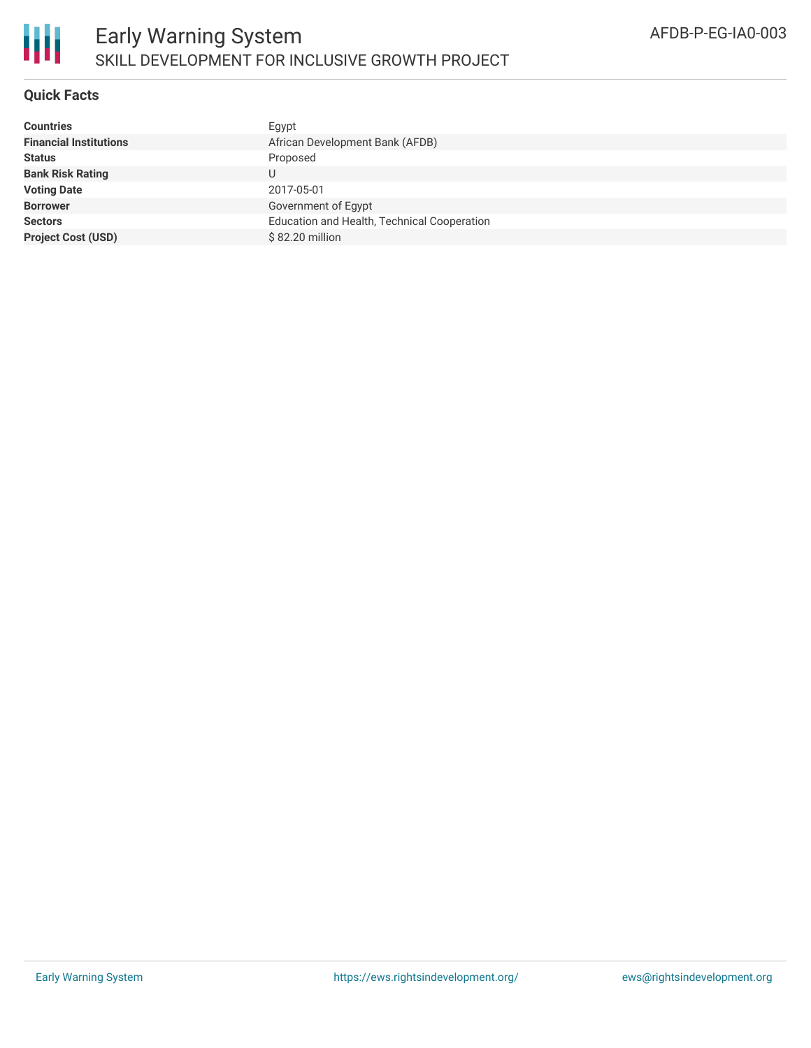# Early Warning System

## SKILL DEVELOPMENT FOR INCLUSIVE GROWTH PROJECT

AFDB-P-EG-IA0-003

### Quick Facts

| | |
|---|---|
| **Countries** | Egypt |
| **Financial Institutions** | African Development Bank (AFDB) |
| **Status** | Proposed |
| **Bank Risk Rating** | U |
| **Voting Date** | 2017-05-01 |
| **Borrower** | Government of Egypt |
| **Sectors** | Education and Health, Technical Cooperation |
| **Project Cost (USD)** | $ 82.20 million |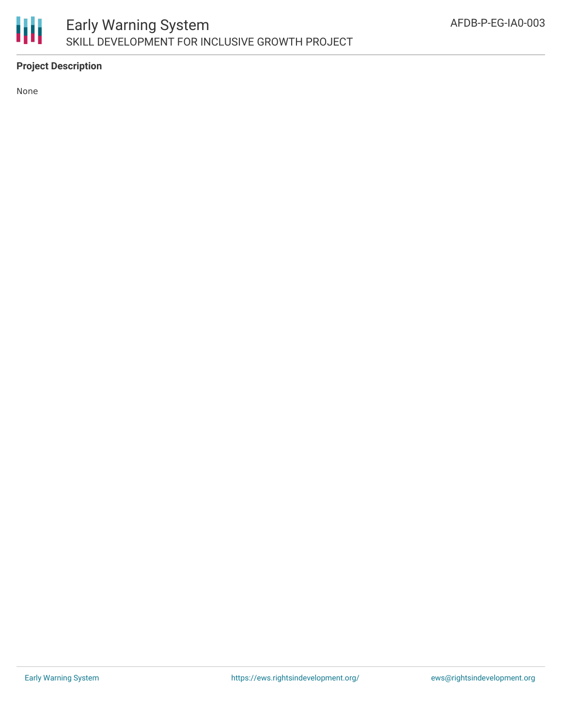**Project Description**

None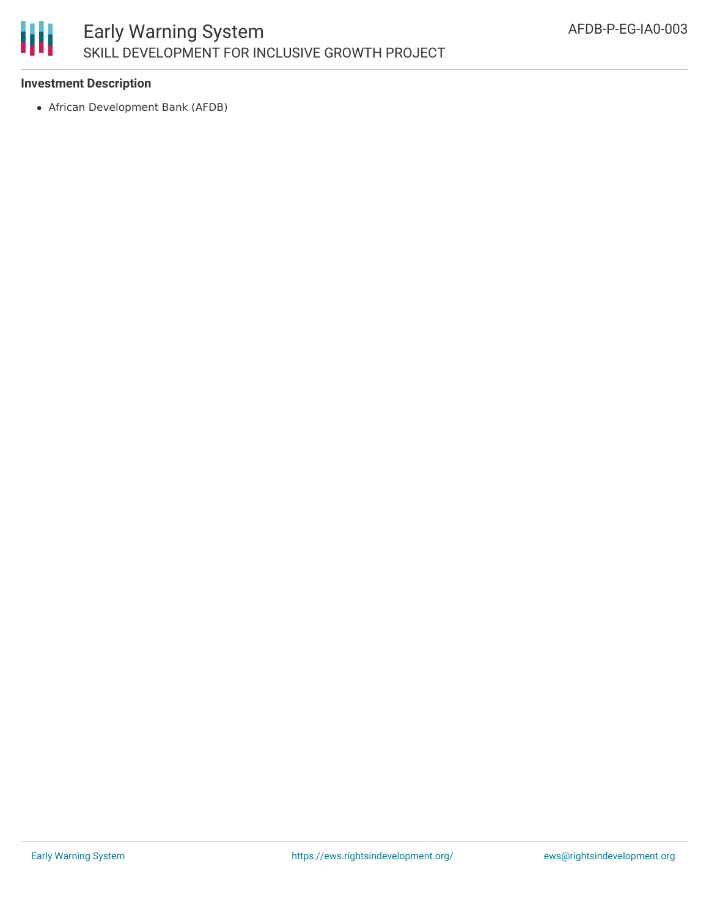### Investment Description

- African Development Bank (AFDB)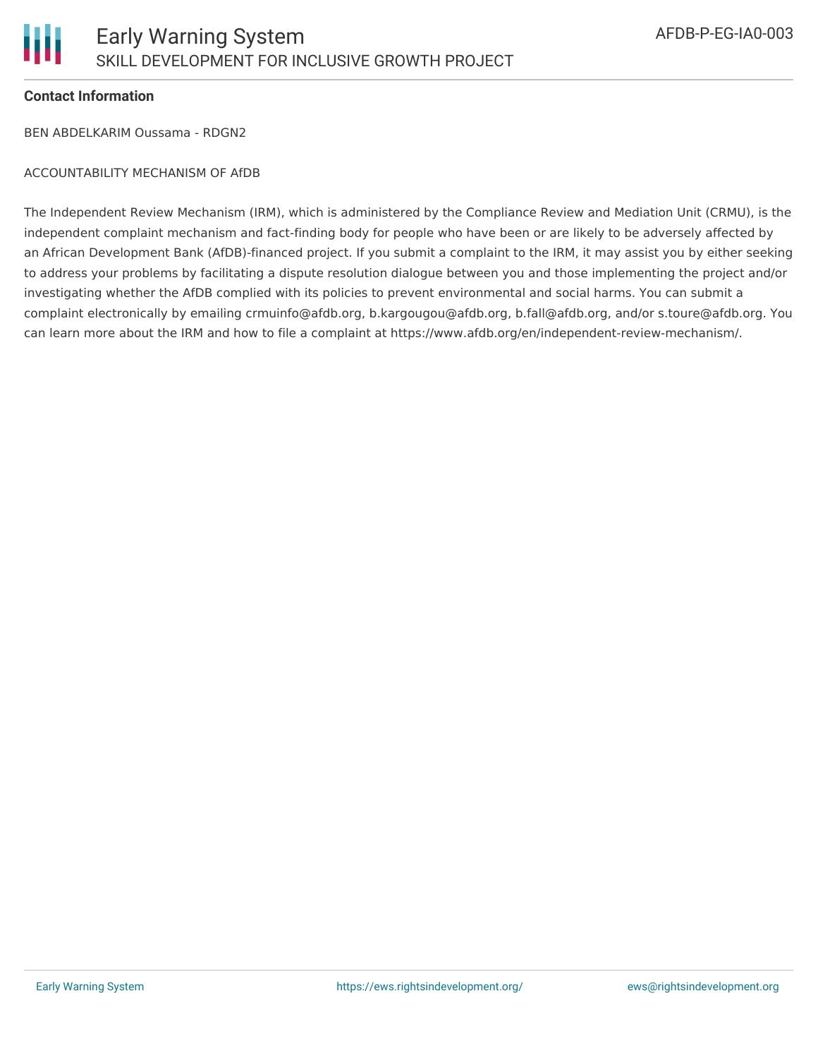**Contact Information**

BEN ABDELKARIM Oussama - RDGN2

ACCOUNTABILITY MECHANISM OF AfDB

The Independent Review Mechanism (IRM), which is administered by the Compliance Review and Mediation Unit (CRMU), is the independent complaint mechanism and fact-finding body for people who have been or are likely to be adversely affected by an African Development Bank (AfDB)-financed project. If you submit a complaint to the IRM, it may assist you by either seeking to address your problems by facilitating a dispute resolution dialogue between you and those implementing the project and/or investigating whether the AfDB complied with its policies to prevent environmental and social harms. You can submit a complaint electronically by emailing crmuinfo@afdb.org, b.kargougou@afdb.org, b.fall@afdb.org, and/or s.toure@afdb.org. You can learn more about the IRM and how to file a complaint at https://www.afdb.org/en/independent-review-mechanism/.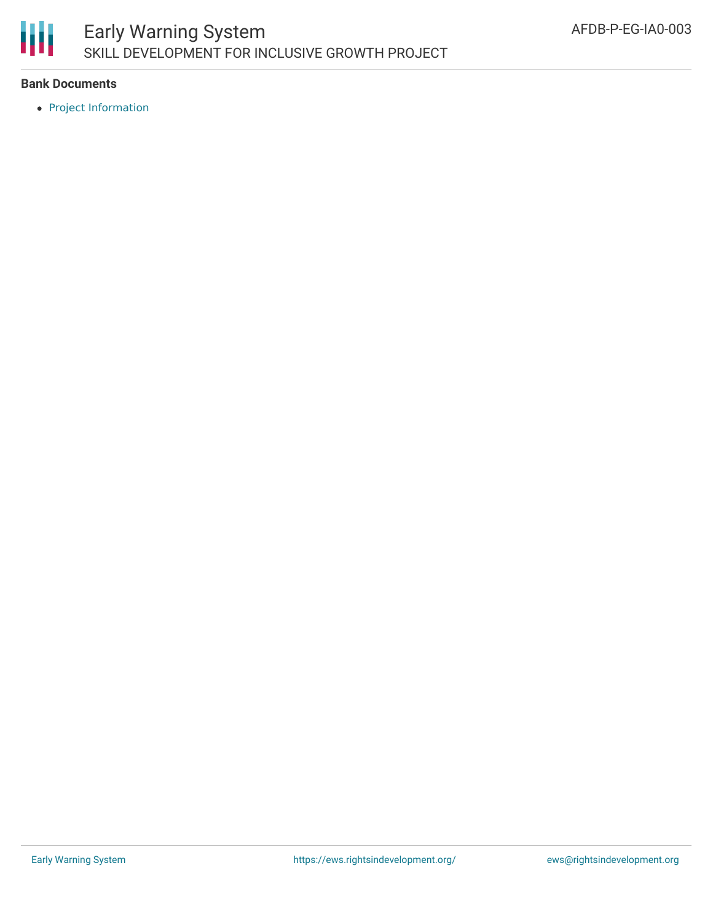**Bank Documents**

- Project Information